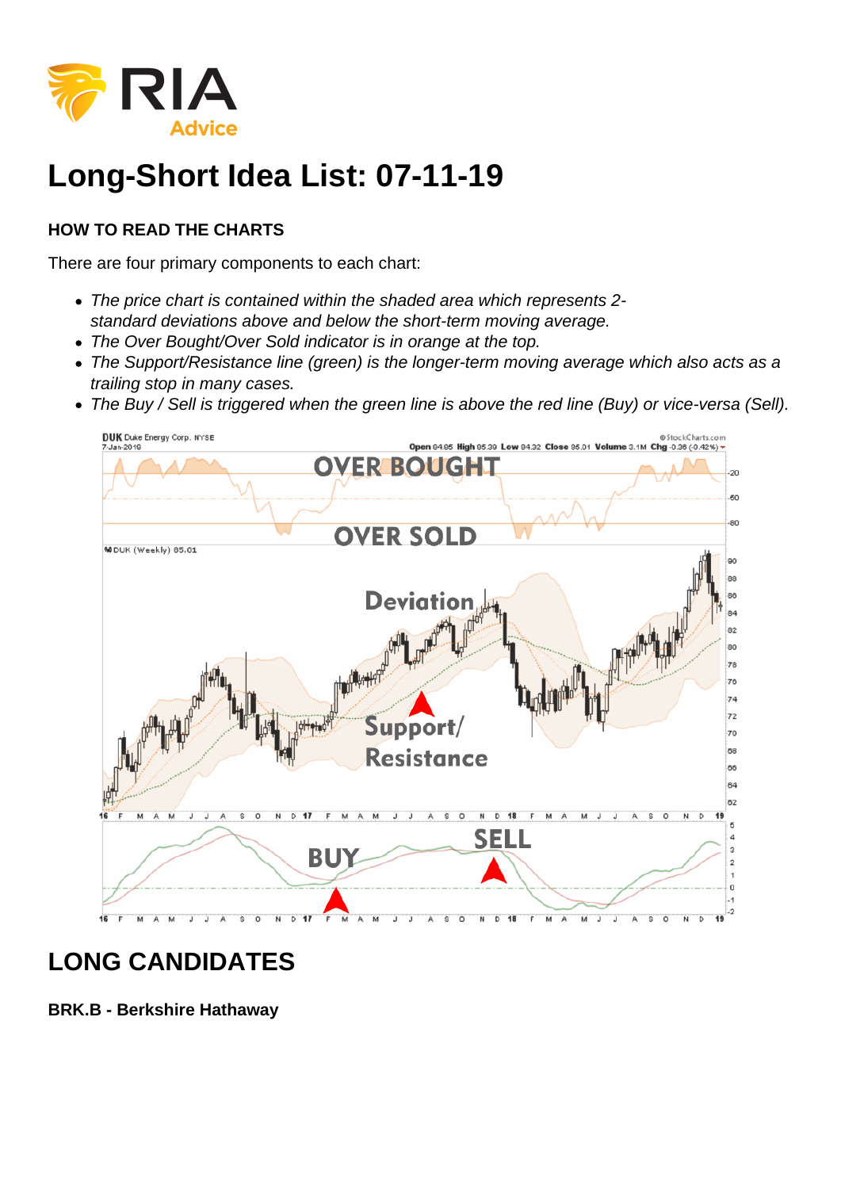# Long-Short Idea List: 07-11-19

**HOW TO READ THE CHARTS**

There are four primary components to each chart:

- *The price chart is contained within the shaded area which represents 2-standard deviations above and below the short-term moving average.*
- *The Over Bought/Over Sold indicator is in orange at the top.*
- *The Support/Resistance line (green) is the longer-term moving average which also acts as a trailing stop in many cases.*
- *The Buy / Sell is triggered when the green line is above the red line (Buy) or vice-versa (Sell).*

## LONG CANDIDATES

**BRK.B - Berkshire Hathaway**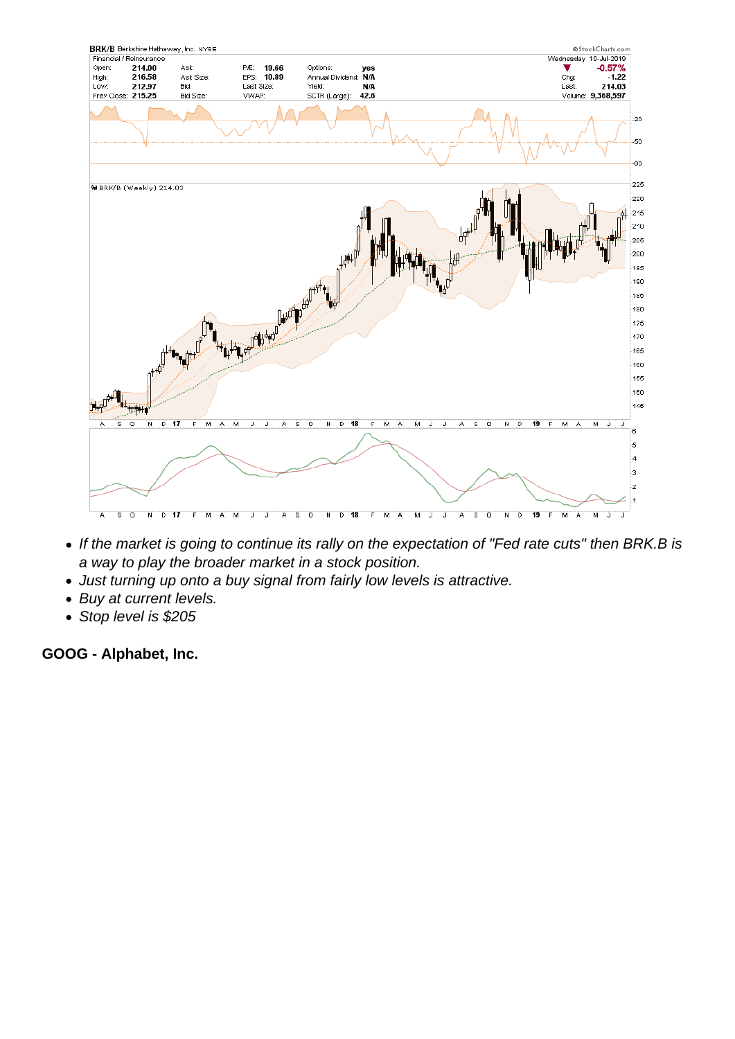- *If the market is going to continue its rally on the expectation of "Fed rate cuts" then BRK.B is a way to play the broader market in a stock position.*
- *Just turning up onto a buy signal from fairly low levels is attractive.*
- *Buy at current levels.*
- *Stop level is $205*

**GOOG - Alphabet, Inc.**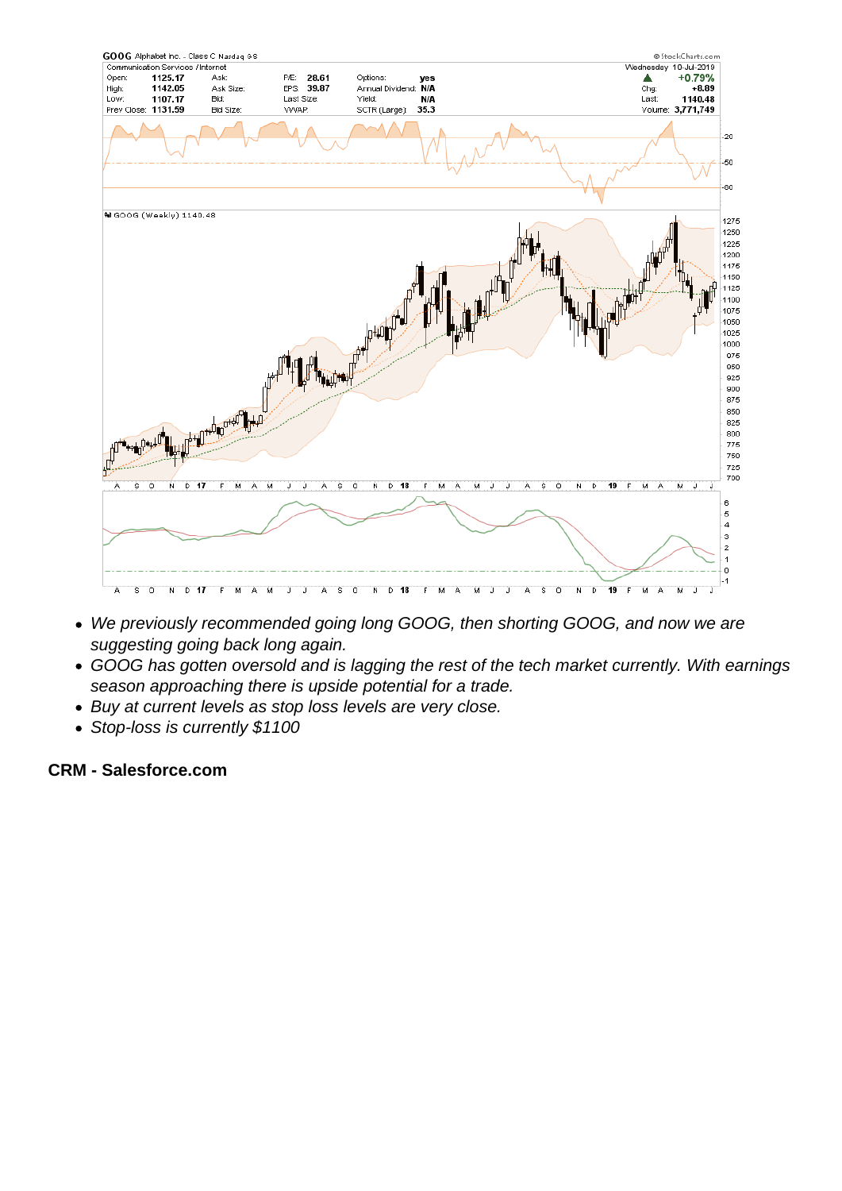- We previously recommended going long GOOG, then shorting GOOG, and now we are suggesting going back long again.
- GOOG has gotten oversold and is lagging the rest of the tech market currently. With earnings season approaching there is upside potential for a trade.
- Buy at current levels as stop loss levels are very close.
- Stop-loss is currently $1100

**CRM - Salesforce.com**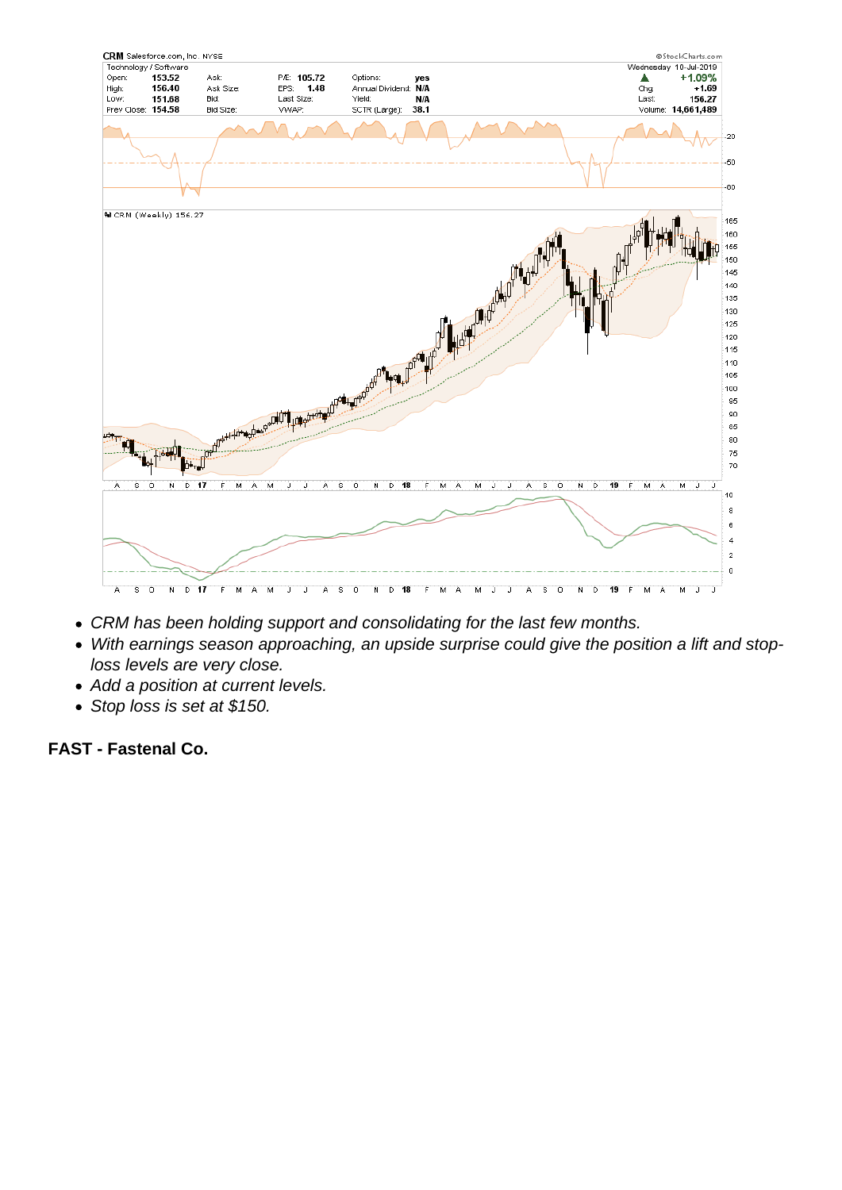- *CRM has been holding support and consolidating for the last few months.*
- *With earnings season approaching, an upside surprise could give the position a lift and stop-loss levels are very close.*
- *Add a position at current levels.*
- *Stop loss is set at $150.*

**FAST - Fastenal Co.**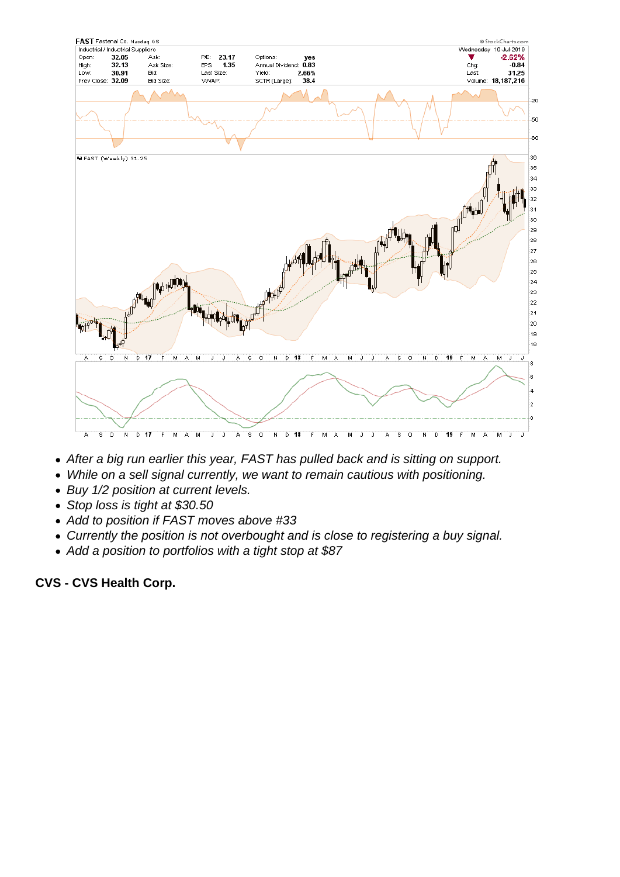- After a big run earlier this year, FAST has pulled back and is sitting on support.
- While on a sell signal currently, we want to remain cautious with positioning.
- Buy 1/2 position at current levels.
- Stop loss is tight at $30.50
- Add to position if FAST moves above #33
- Currently the position is not overbought and is close to registering a buy signal.
- Add a position to portfolios with a tight stop at $87

**CVS - CVS Health Corp.**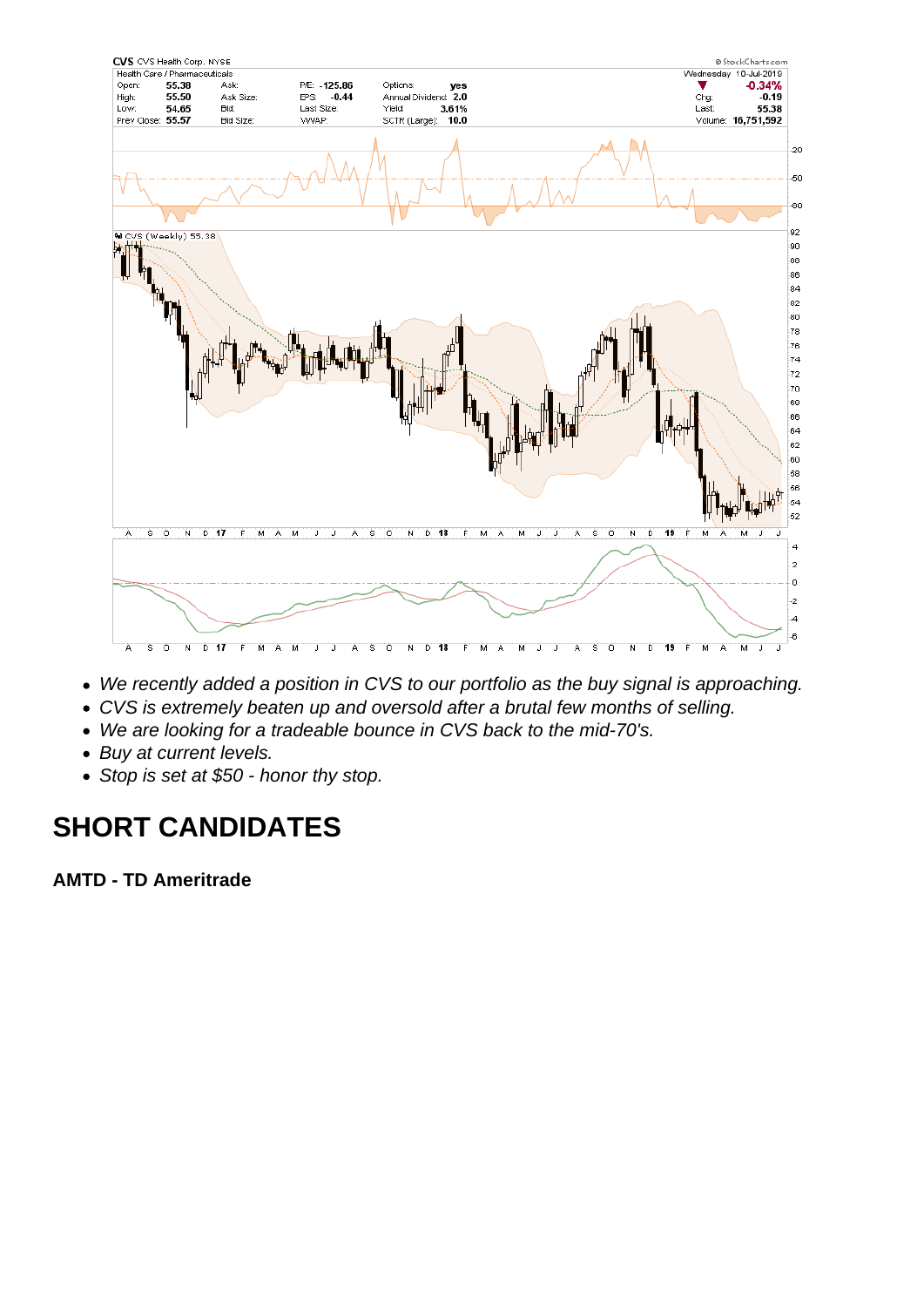- *We recently added a position in CVS to our portfolio as the buy signal is approaching.*
- *CVS is extremely beaten up and oversold after a brutal few months of selling.*
- *We are looking for a tradeable bounce in CVS back to the mid-70's.*
- *Buy at current levels.*
- *Stop is set at $50 - honor thy stop.*

# SHORT CANDIDATES

**AMTD - TD Ameritrade**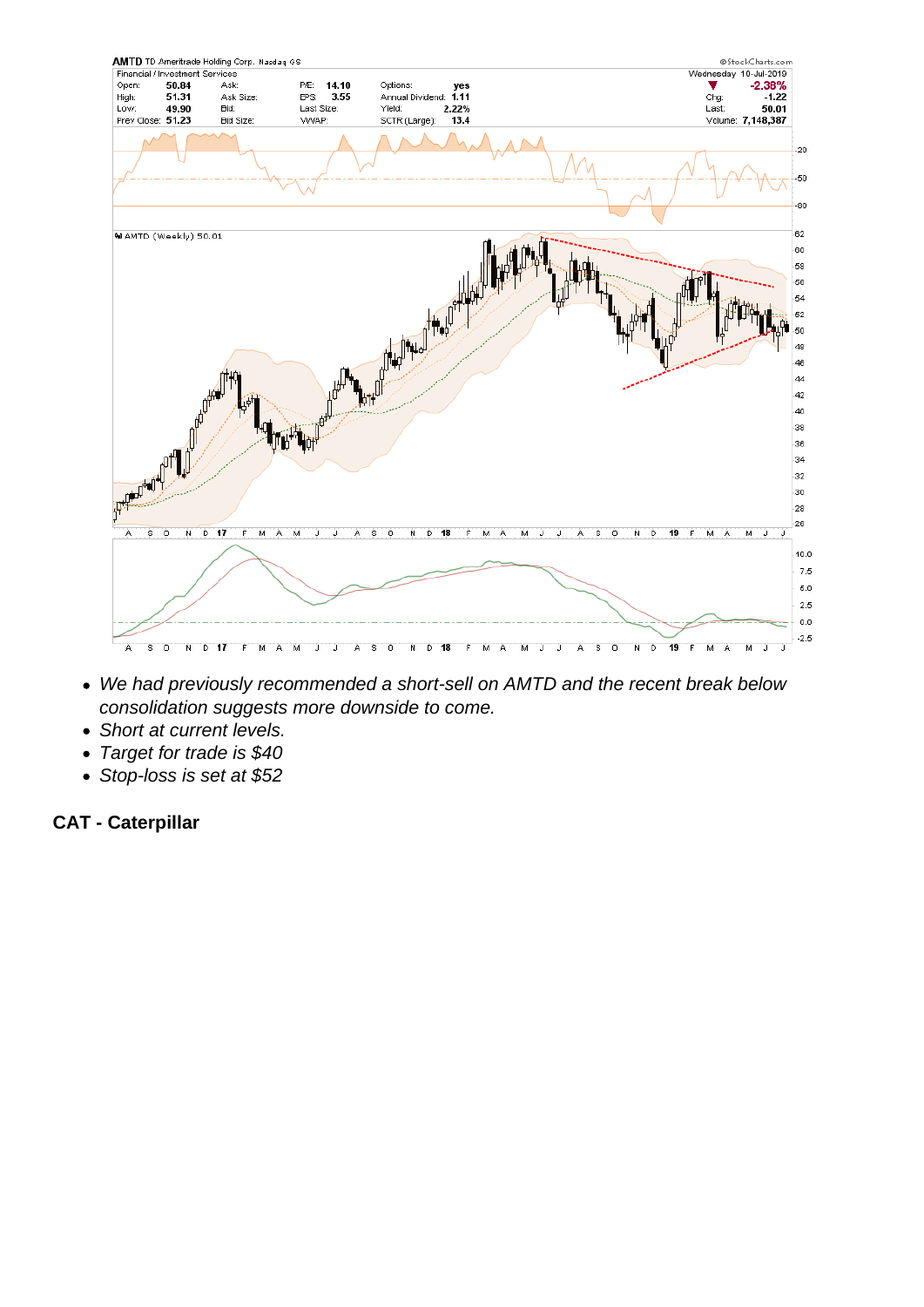- *We had previously recommended a short-sell on AMTD and the recent break below consolidation suggests more downside to come.*
- *Short at current levels.*
- *Target for trade is $40*
- *Stop-loss is set at $52*

**CAT - Caterpillar**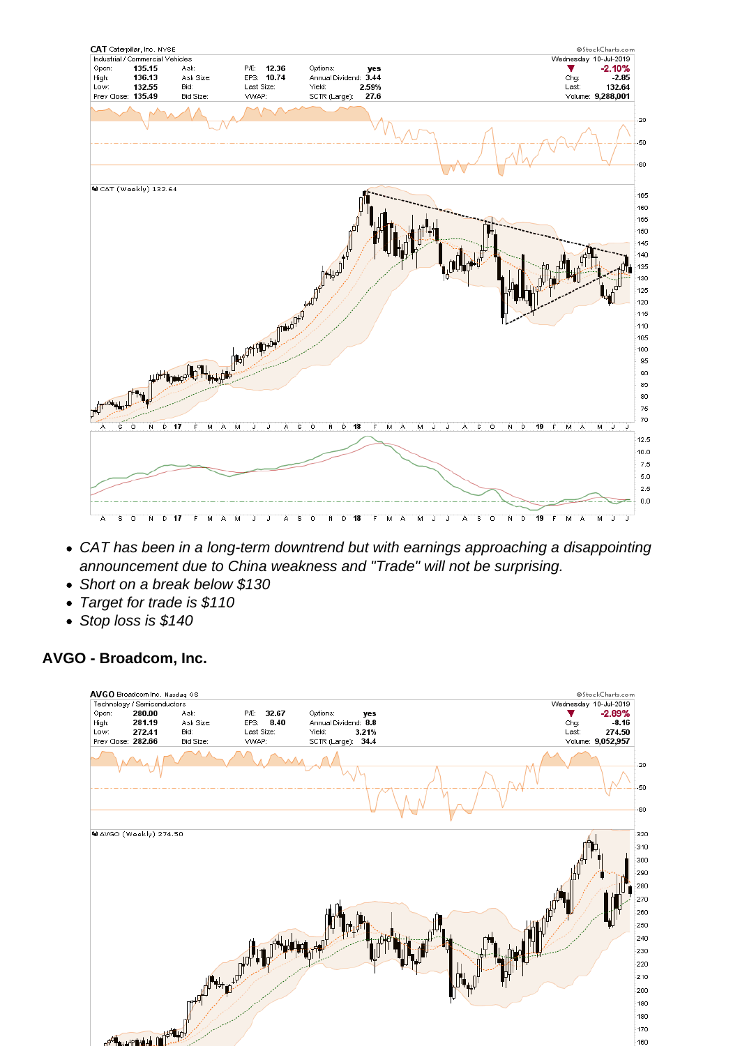- *CAT has been in a long-term downtrend but with earnings approaching a disappointing announcement due to China weakness and "Trade" will not be surprising.*
- *Short on a break below $130*
- *Target for trade is $110*
- *Stop loss is $140*

**AVGO - Broadcom, Inc.**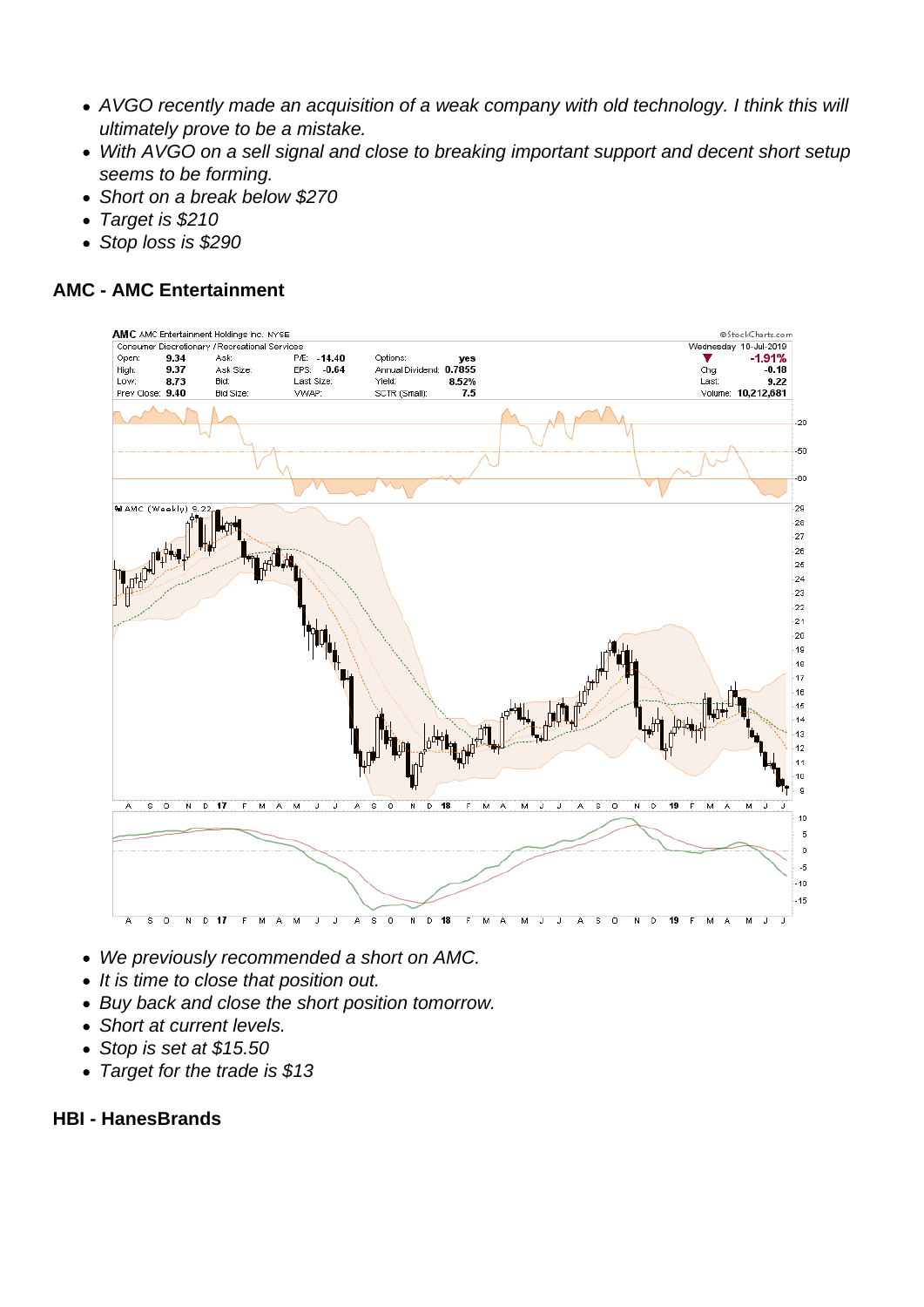- *AVGO recently made an acquisition of a weak company with old technology. I think this will ultimately prove to be a mistake.*
- *With AVGO on a sell signal and close to breaking important support and decent short setup seems to be forming.*
- *Short on a break below $270*
- *Target is $210*
- *Stop loss is $290*

## AMC - AMC Entertainment

- *We previously recommended a short on AMC.*
- *It is time to close that position out.*
- *Buy back and close the short position tomorrow.*
- *Short at current levels.*
- *Stop is set at $15.50*
- *Target for the trade is $13*

## HBI - HanesBrands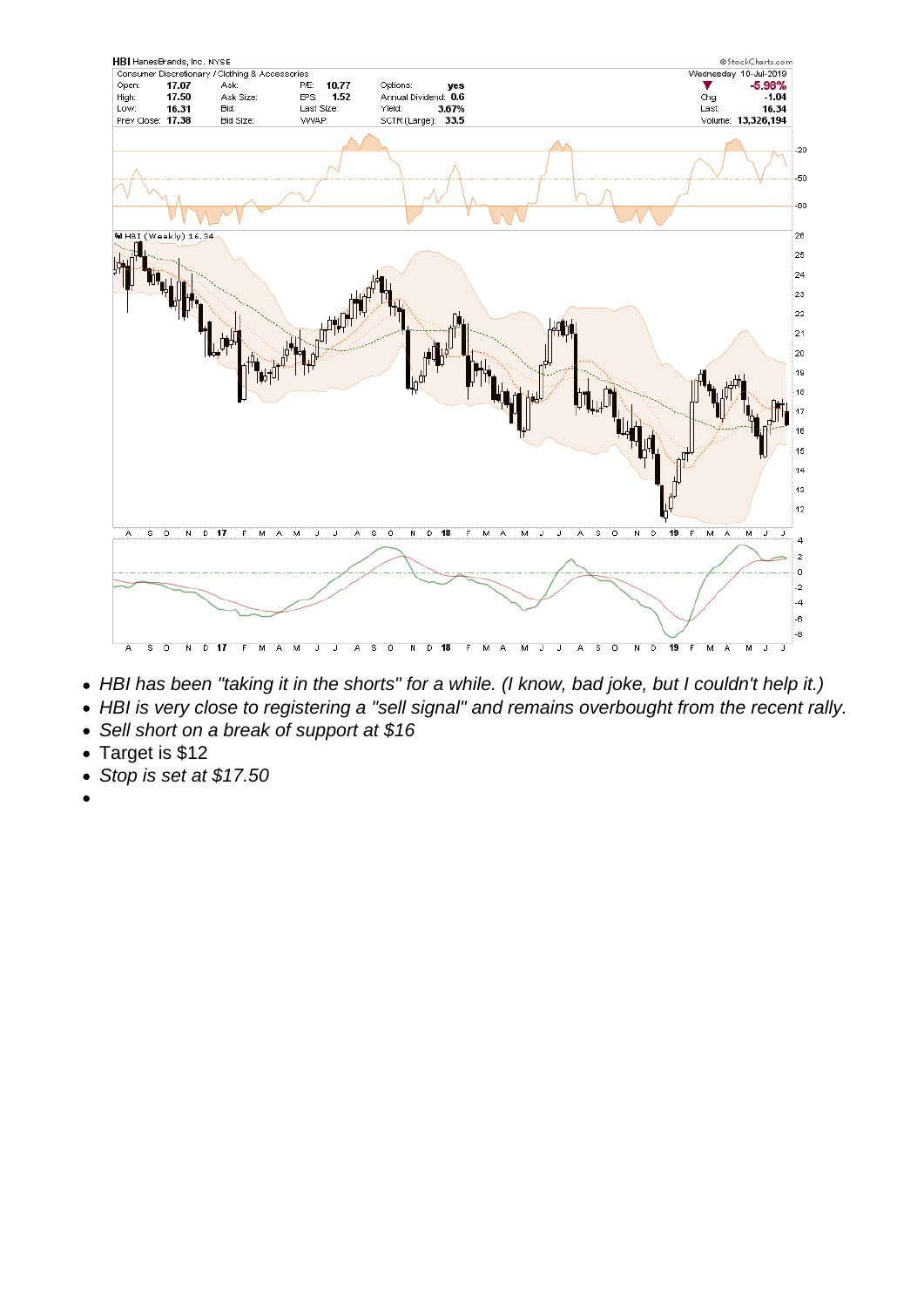HBI HanesBrands, Inc. NYSE
©StockCharts.com
Consumer Discretionary / Clothing & Accessories
Wednesday 10-Jul-2019
Open: 17.07
Ask:
P/E: 10.77
Options: yes
High: 17.50
Ask Size:
EPS: 1.52
Annual Dividend: 0.6
Low: 16.31
Bid:
Last Size:
Yield: 3.67%
Prev Close: 17.38
Bid Size:
VWAP:
SCTR (Large): 33.5
-5.98%
Chg: -1.04
Last: 16.34
Volume: 13,326,194

HBI (Weekly) 16.34

- *HBI has been "taking it in the shorts" for a while. (I know, bad joke, but I couldn't help it.)*
- *HBI is very close to registering a "sell signal" and remains overbought from the recent rally.*
- *Sell short on a break of support at $16*
- Target is $12
- *Stop is set at $17.50*